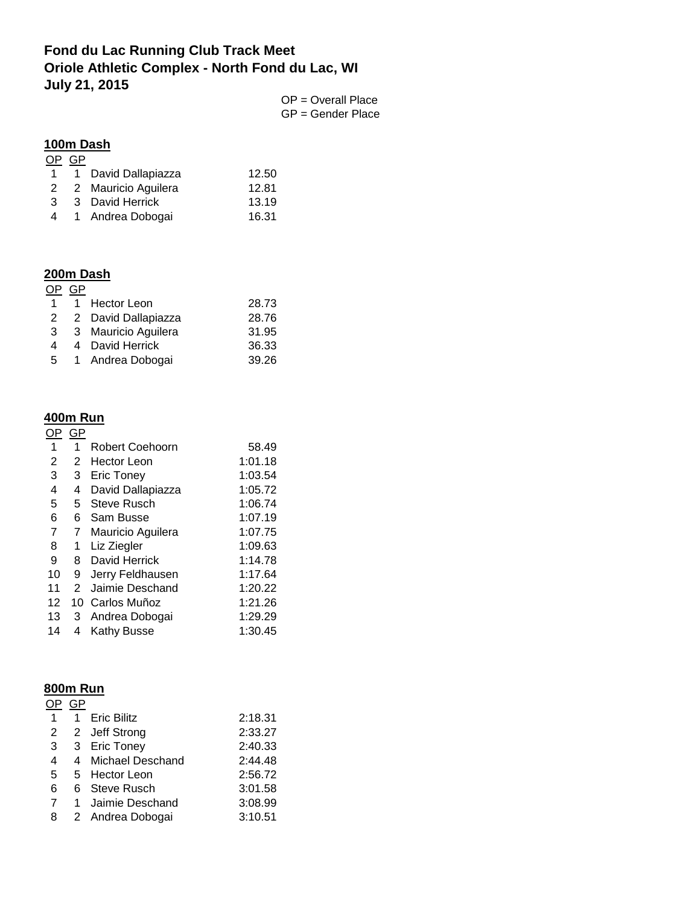**Fond du Lac Running Club Track Meet**
**Oriole Athletic Complex - North Fond du Lac, WI**
**July 21, 2015**

OP = Overall Place
GP = Gender Place

## 100m Dash

| OP | GP | Name | Time |
|---|---|---|---|
| 1 | 1 | David Dallapiazza | 12.50 |
| 2 | 2 | Mauricio Aguilera | 12.81 |
| 3 | 3 | David Herrick | 13.19 |
| 4 | 1 | Andrea Dobogai | 16.31 |

## 200m Dash

| OP | GP | Name | Time |
|---|---|---|---|
| 1 | 1 | Hector Leon | 28.73 |
| 2 | 2 | David Dallapiazza | 28.76 |
| 3 | 3 | Mauricio Aguilera | 31.95 |
| 4 | 4 | David Herrick | 36.33 |
| 5 | 1 | Andrea Dobogai | 39.26 |

## 400m Run

| OP | GP | Name | Time |
|---|---|---|---|
| 1 | 1 | Robert Coehoorn | 58.49 |
| 2 | 2 | Hector Leon | 1:01.18 |
| 3 | 3 | Eric Toney | 1:03.54 |
| 4 | 4 | David Dallapiazza | 1:05.72 |
| 5 | 5 | Steve Rusch | 1:06.74 |
| 6 | 6 | Sam Busse | 1:07.19 |
| 7 | 7 | Mauricio Aguilera | 1:07.75 |
| 8 | 1 | Liz Ziegler | 1:09.63 |
| 9 | 8 | David Herrick | 1:14.78 |
| 10 | 9 | Jerry Feldhausen | 1:17.64 |
| 11 | 2 | Jaimie Deschand | 1:20.22 |
| 12 | 10 | Carlos Muñoz | 1:21.26 |
| 13 | 3 | Andrea Dobogai | 1:29.29 |
| 14 | 4 | Kathy Busse | 1:30.45 |

## 800m Run

| OP | GP | Name | Time |
|---|---|---|---|
| 1 | 1 | Eric Bilitz | 2:18.31 |
| 2 | 2 | Jeff Strong | 2:33.27 |
| 3 | 3 | Eric Toney | 2:40.33 |
| 4 | 4 | Michael Deschand | 2:44.48 |
| 5 | 5 | Hector Leon | 2:56.72 |
| 6 | 6 | Steve Rusch | 3:01.58 |
| 7 | 1 | Jaimie Deschand | 3:08.99 |
| 8 | 2 | Andrea Dobogai | 3:10.51 |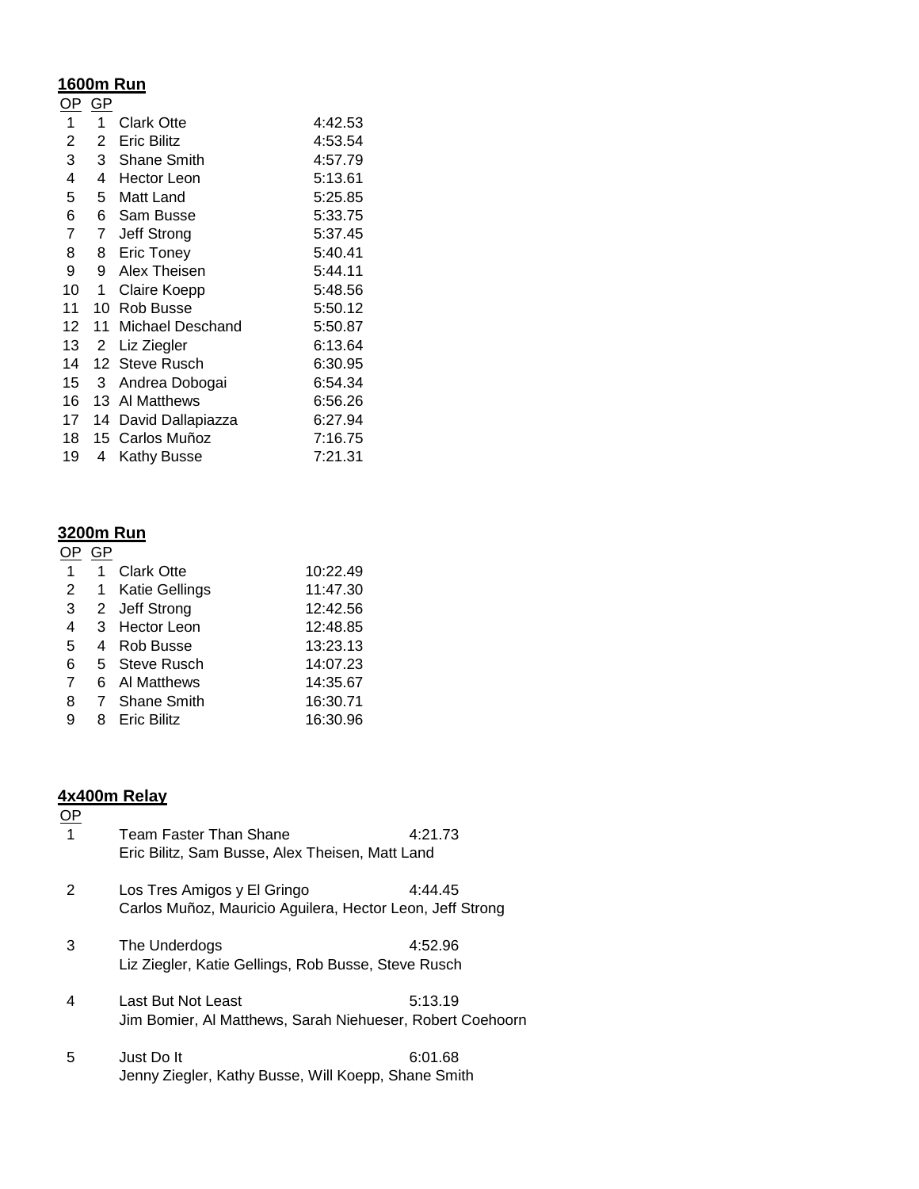## 1600m Run

| OP | GP | Name | Time |
|---|---|---|---|
| 1 | 1 | Clark Otte | 4:42.53 |
| 2 | 2 | Eric Bilitz | 4:53.54 |
| 3 | 3 | Shane Smith | 4:57.79 |
| 4 | 4 | Hector Leon | 5:13.61 |
| 5 | 5 | Matt Land | 5:25.85 |
| 6 | 6 | Sam Busse | 5:33.75 |
| 7 | 7 | Jeff Strong | 5:37.45 |
| 8 | 8 | Eric Toney | 5:40.41 |
| 9 | 9 | Alex Theisen | 5:44.11 |
| 10 | 1 | Claire Koepp | 5:48.56 |
| 11 | 10 | Rob Busse | 5:50.12 |
| 12 | 11 | Michael Deschand | 5:50.87 |
| 13 | 2 | Liz Ziegler | 6:13.64 |
| 14 | 12 | Steve Rusch | 6:30.95 |
| 15 | 3 | Andrea Dobogai | 6:54.34 |
| 16 | 13 | Al Matthews | 6:56.26 |
| 17 | 14 | David Dallapiazza | 6:27.94 |
| 18 | 15 | Carlos Muñoz | 7:16.75 |
| 19 | 4 | Kathy Busse | 7:21.31 |

## 3200m Run

| OP | GP | Name | Time |
|---|---|---|---|
| 1 | 1 | Clark Otte | 10:22.49 |
| 2 | 1 | Katie Gellings | 11:47.30 |
| 3 | 2 | Jeff Strong | 12:42.56 |
| 4 | 3 | Hector Leon | 12:48.85 |
| 5 | 4 | Rob Busse | 13:23.13 |
| 6 | 5 | Steve Rusch | 14:07.23 |
| 7 | 6 | Al Matthews | 14:35.67 |
| 8 | 7 | Shane Smith | 16:30.71 |
| 9 | 8 | Eric Bilitz | 16:30.96 |

## 4x400m Relay

| OP | Team | Time |
|---|---|---|
| 1 | Team Faster Than Shane<br>Eric Bilitz, Sam Busse, Alex Theisen, Matt Land | 4:21.73 |
| 2 | Los Tres Amigos y El Gringo<br>Carlos Muñoz, Mauricio Aguilera, Hector Leon, Jeff Strong | 4:44.45 |
| 3 | The Underdogs<br>Liz Ziegler, Katie Gellings, Rob Busse, Steve Rusch | 4:52.96 |
| 4 | Last But Not Least<br>Jim Bomier, Al Matthews, Sarah Niehueser, Robert Coehoorn | 5:13.19 |
| 5 | Just Do It<br>Jenny Ziegler, Kathy Busse, Will Koepp, Shane Smith | 6:01.68 |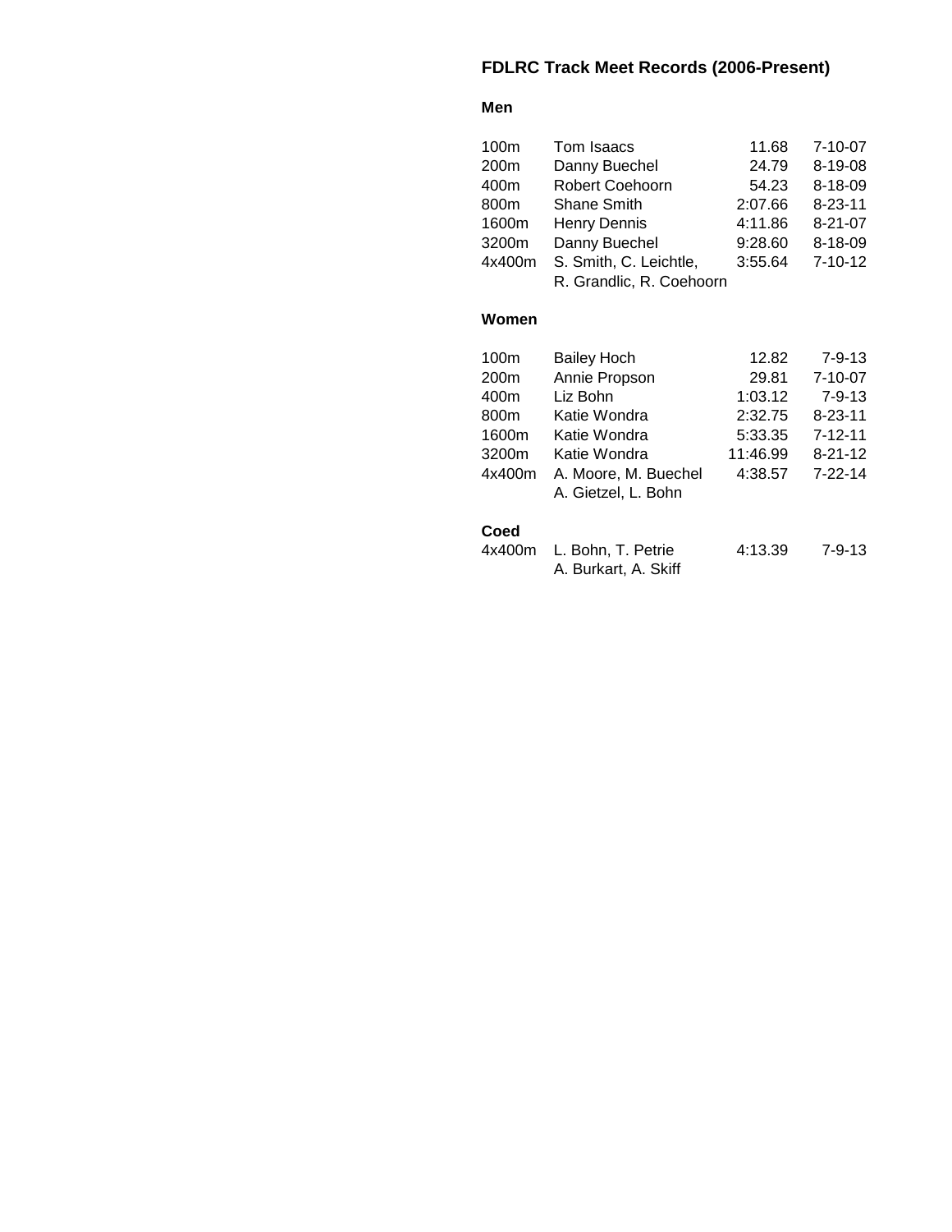# FDLRC Track Meet Records (2006-Present)

## Men

| | | | |
|---|---|---|---|
| 100m | Tom Isaacs | 11.68 | 7-10-07 |
| 200m | Danny Buechel | 24.79 | 8-19-08 |
| 400m | Robert Coehoorn | 54.23 | 8-18-09 |
| 800m | Shane Smith | 2:07.66 | 8-23-11 |
| 1600m | Henry Dennis | 4:11.86 | 8-21-07 |
| 3200m | Danny Buechel | 9:28.60 | 8-18-09 |
| 4x400m | S. Smith, C. Leichtle, R. Grandlic, R. Coehoorn | 3:55.64 | 7-10-12 |

## Women

| | | | |
|---|---|---|---|
| 100m | Bailey Hoch | 12.82 | 7-9-13 |
| 200m | Annie Propson | 29.81 | 7-10-07 |
| 400m | Liz Bohn | 1:03.12 | 7-9-13 |
| 800m | Katie Wondra | 2:32.75 | 8-23-11 |
| 1600m | Katie Wondra | 5:33.35 | 7-12-11 |
| 3200m | Katie Wondra | 11:46.99 | 8-21-12 |
| 4x400m | A. Moore, M. Buechel A. Gietzel, L. Bohn | 4:38.57 | 7-22-14 |

## Coed

| | | | |
|---|---|---|---|
| 4x400m | L. Bohn, T. Petrie A. Burkart, A. Skiff | 4:13.39 | 7-9-13 |